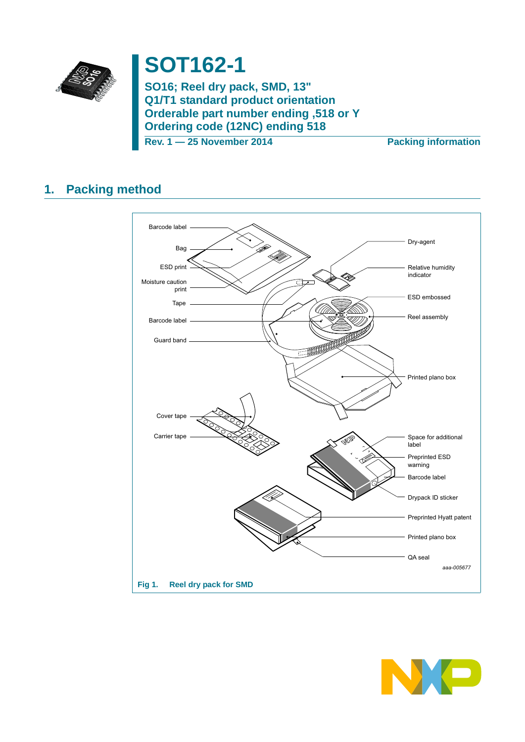# SOT162-1

**SO16; Reel dry pack, SMD, 13"**
**Q1/T1 standard product orientation**
**Orderable part number ending ,518 or Y**
**Ordering code (12NC) ending 518**

**Rev. 1 — 25 November 2014** **Packing information**

## 1. Packing method

Barcode label
Bag
ESD print
Moisture caution print
Tape
Barcode label
Guard band
Dry-agent
Relative humidity indicator
ESD embossed
Reel assembly
Printed plano box
Cover tape
Carrier tape
Space for additional label
Preprinted ESD warning
Barcode label
Drypack ID sticker
Preprinted Hyatt patent
Printed plano box
QA seal

*aaa-005677*

**Fig 1. Reel dry pack for SMD**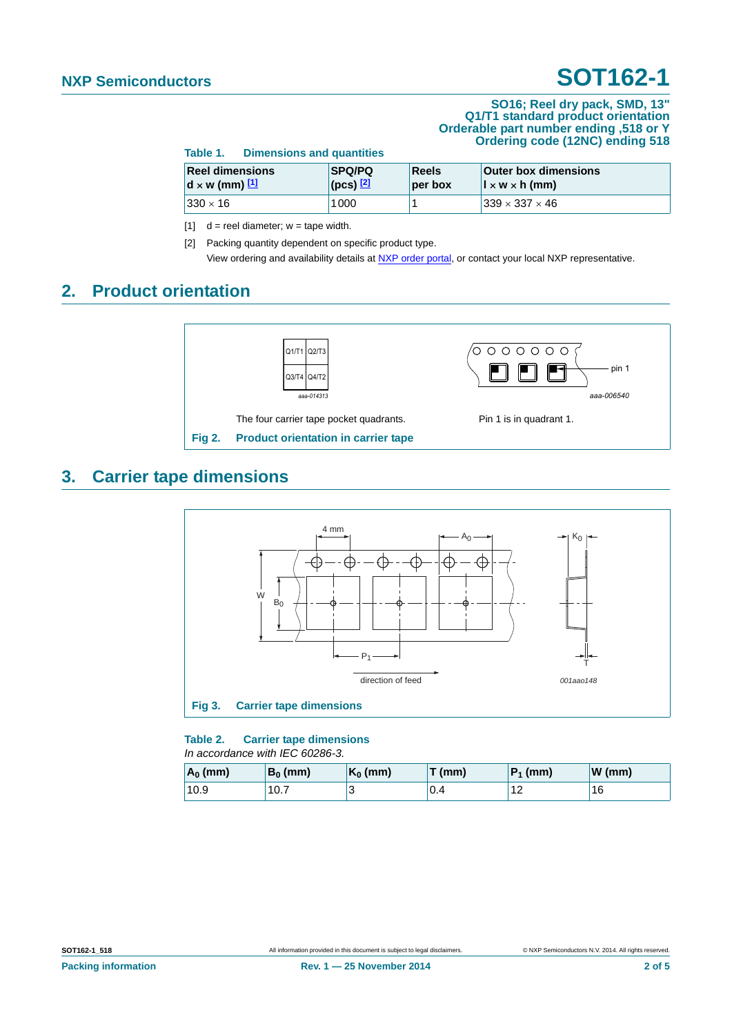SO16; Reel dry pack, SMD, 13"
Q1/T1 standard product orientation
Orderable part number ending ,518 or Y
Ordering code (12NC) ending 518

**Table 1. Dimensions and quantities**

| Reel dimensions d × w (mm) [1] | SPQ/PQ (pcs) [2] | Reels per box | Outer box dimensions l × w × h (mm) |
|---|---|---|---|
| 330 × 16 | 1000 | 1 | 339 × 337 × 46 |

[1] d = reel diameter; w = tape width.

[2] Packing quantity dependent on specific product type.
View ordering and availability details at NXP order portal, or contact your local NXP representative.

## 2. Product orientation

Q1/T1 Q2/T3
Q3/T4 Q4/T2

aaa-014313

The four carrier tape pocket quadrants.

pin 1

aaa-006540

Pin 1 is in quadrant 1.

**Fig 2. Product orientation in carrier tape**

## 3. Carrier tape dimensions

4 mm, $A_0$, $K_0$, W, $B_0$, $P_1$, T

direction of feed

001aao148

**Fig 3. Carrier tape dimensions**

**Table 2. Carrier tape dimensions**
*In accordance with IEC 60286-3.*

| $A_0$ (mm) | $B_0$ (mm) | $K_0$ (mm) | T (mm) | $P_1$ (mm) | W (mm) |
|---|---|---|---|---|---|
| 10.9 | 10.7 | 3 | 0.4 | 12 | 16 |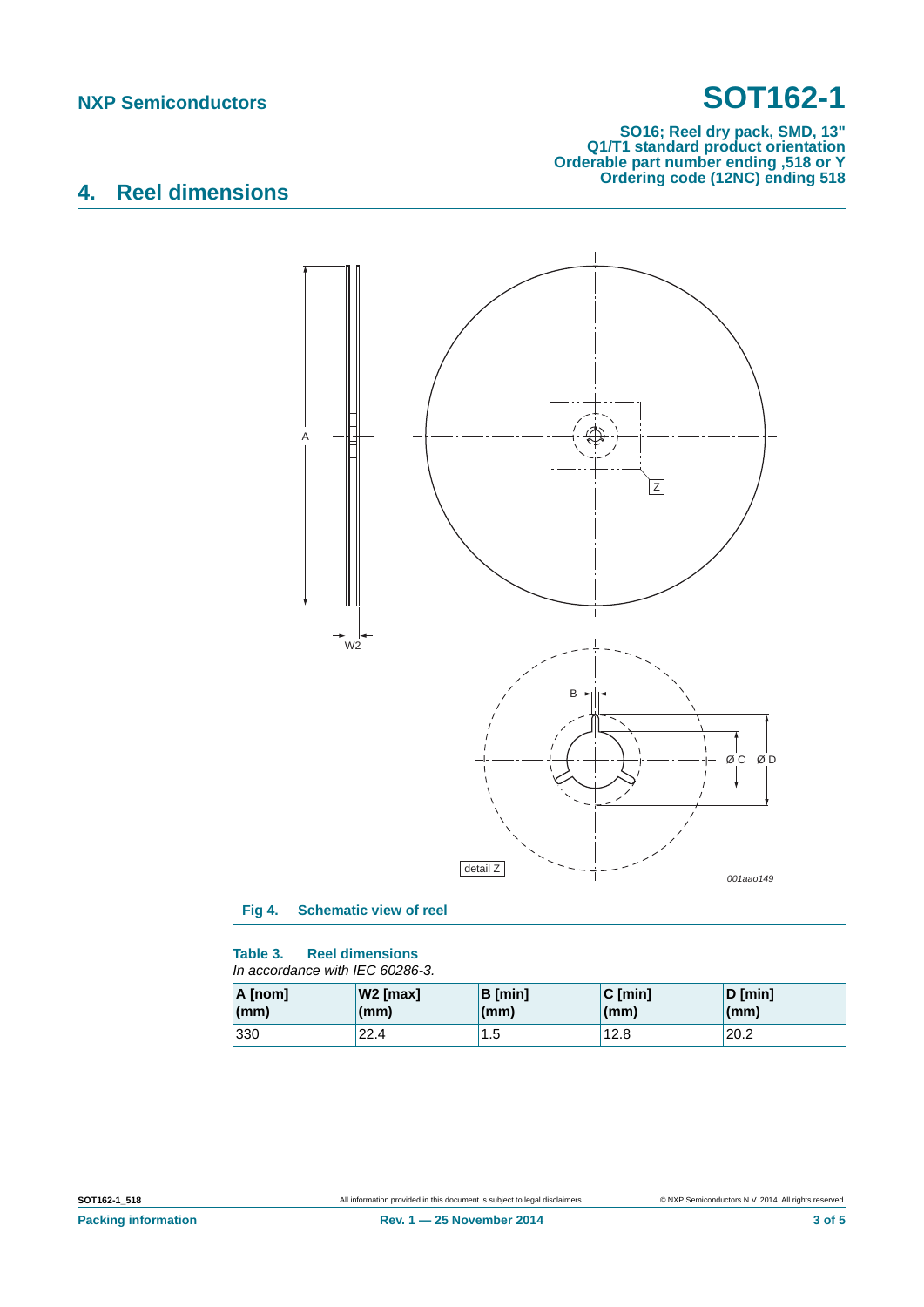## 4. Reel dimensions

Fig 4. Schematic view of reel

**Table 3. Reel dimensions**

*In accordance with IEC 60286-3.*

| A [nom] (mm) | W2 [max] (mm) | B [min] (mm) | C [min] (mm) | D [min] (mm) |
|---|---|---|---|---|
| 330 | 22.4 | 1.5 | 12.8 | 20.2 |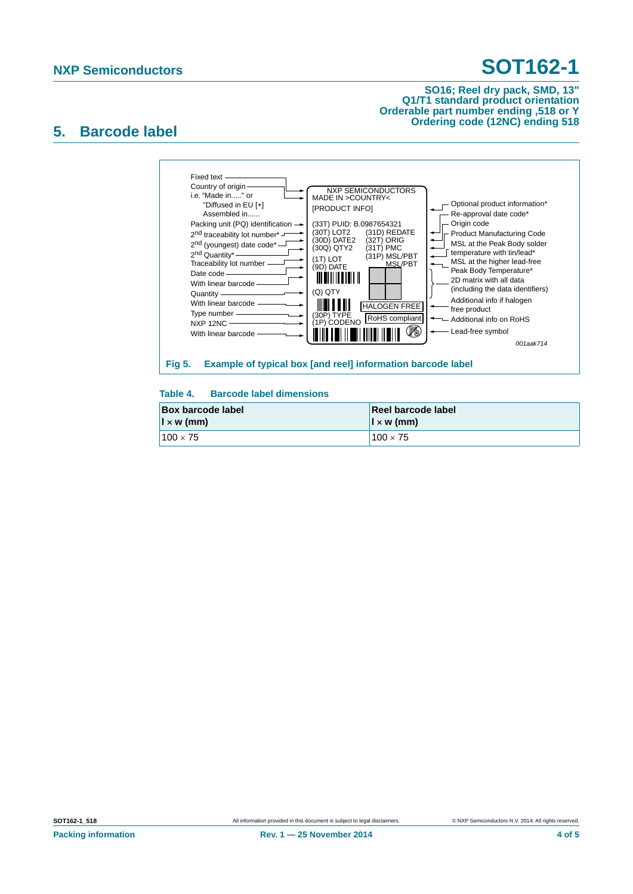## 5. Barcode label

Fixed text
Country of origin i.e. "Made in....." or "Diffused in EU [+] Assembled in......
Packing unit (PQ) identification
2nd traceability lot number*
2nd (youngest) date code*
2nd Quantity*
Traceability lot number
Date code
With linear barcode
Quantity
With linear barcode
Type number
NXP 12NC
With linear barcode

NXP SEMICONDUCTORS
MADE IN >COUNTRY<
[PRODUCT INFO]
(33T) PUID: B.0987654321
(30T) LOT2 (31D) REDATE
(30D) DATE2 (32T) ORIG
(30Q) QTY2 (31T) PMC
(1T) LOT (31P) MSL/PBT
(9D) DATE MSL/PBT
(Q) QTY
HALOGEN FREE
(30P) TYPE
(1P) CODENO
RoHS compliant

Optional product information*
Re-approval date code*
Origin code
Product Manufacturing Code
MSL at the Peak Body solder temperature with tin/lead*
MSL at the higher lead-free Peak Body Temperature*
2D matrix with all data (including the data identifiers)
Additional info if halogen free product
Additional info on RoHS
Lead-free symbol

001aak714

**Fig 5. Example of typical box [and reel] information barcode label**

**Table 4. Barcode label dimensions**

| Box barcode label l × w (mm) | Reel barcode label l × w (mm) |
|---|---|
| 100 × 75 | 100 × 75 |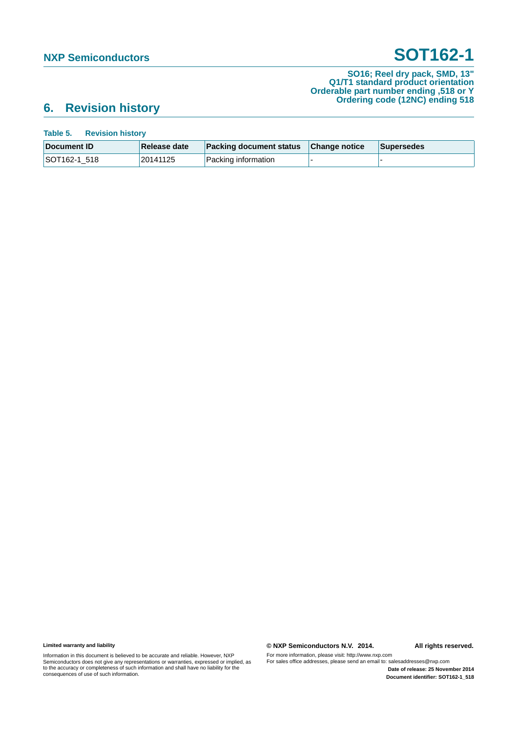## 6. Revision history

**Table 5. Revision history**

| Document ID | Release date | Packing document status | Change notice | Supersedes |
|---|---|---|---|---|
| SOT162-1_518 | 20141125 | Packing information | - | - |

**Limited warranty and liability**

Information in this document is believed to be accurate and reliable. However, NXP Semiconductors does not give any representations or warranties, expressed or implied, as to the accuracy or completeness of such information and shall have no liability for the consequences of use of such information.

**© NXP Semiconductors N.V. 2014. All rights reserved.**

For more information, please visit: http://www.nxp.com
For sales office addresses, please send an email to: salesaddresses@nxp.com

**Date of release: 25 November 2014**
**Document identifier: SOT162-1_518**